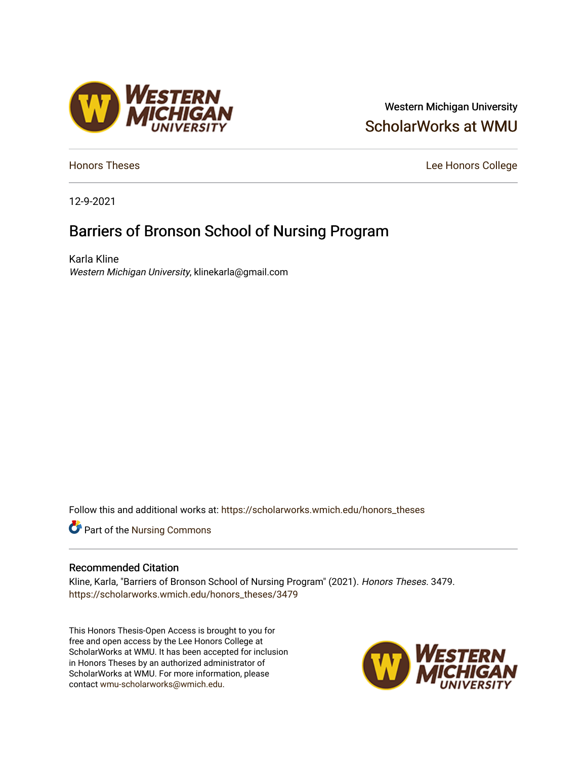Western Michigan University

ScholarWorks at WMU

Honors Theses

Lee Honors College

12-9-2021

# Barriers of Bronson School of Nursing Program

Karla Kline

*Western Michigan University*, klinekarla@gmail.com

Follow this and additional works at: https://scholarworks.wmich.edu/honors_theses

Part of the Nursing Commons

## Recommended Citation

Kline, Karla, "Barriers of Bronson School of Nursing Program" (2021). *Honors Theses*. 3479.
https://scholarworks.wmich.edu/honors_theses/3479

This Honors Thesis-Open Access is brought to you for free and open access by the Lee Honors College at ScholarWorks at WMU. It has been accepted for inclusion in Honors Theses by an authorized administrator of ScholarWorks at WMU. For more information, please contact wmu-scholarworks@wmich.edu.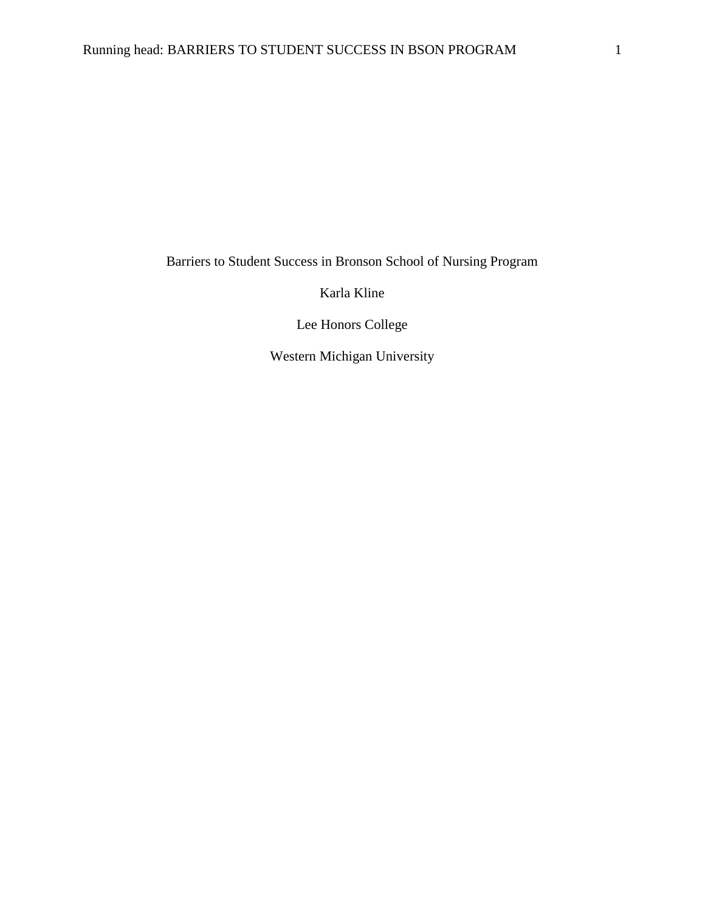Barriers to Student Success in Bronson School of Nursing Program

Karla Kline

Lee Honors College

Western Michigan University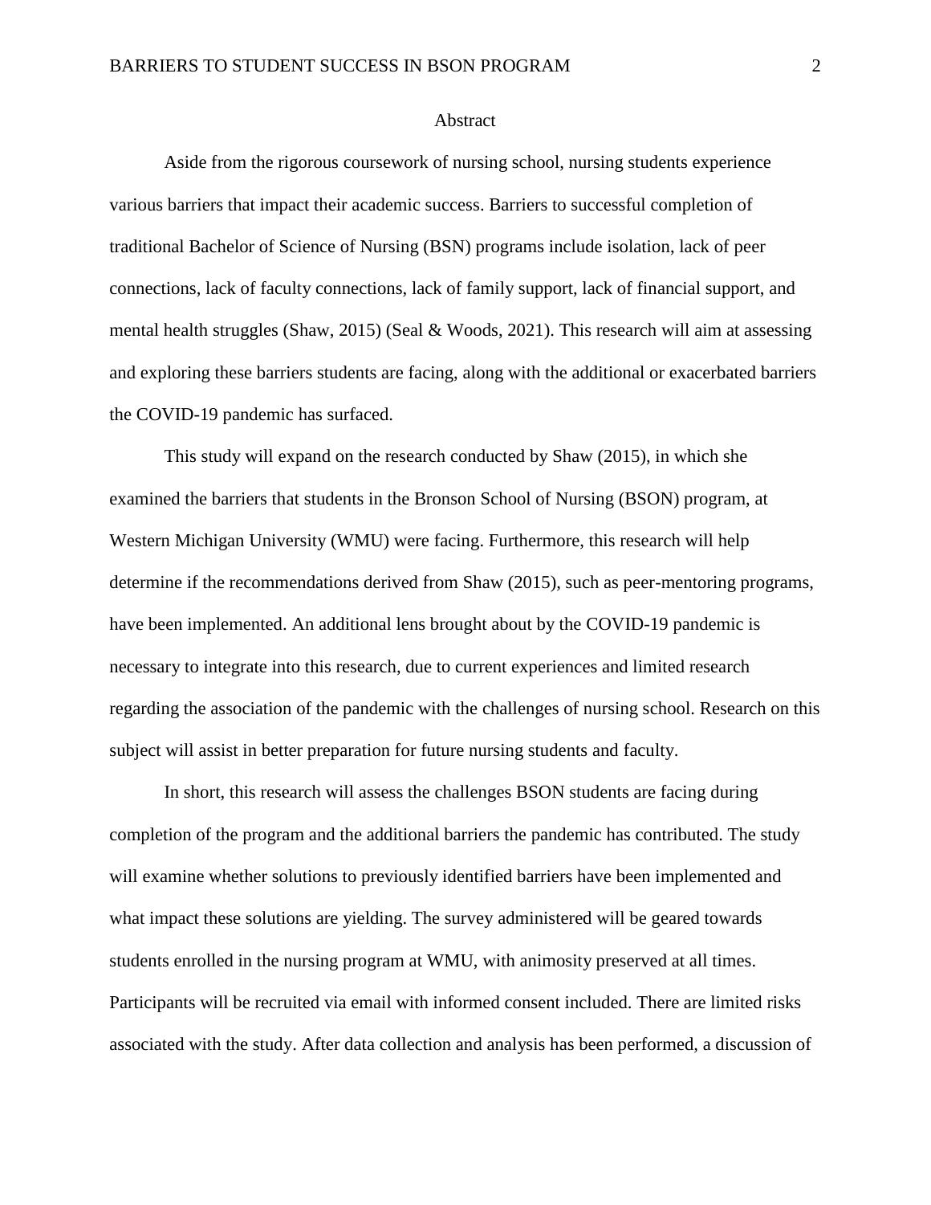## Abstract

Aside from the rigorous coursework of nursing school, nursing students experience various barriers that impact their academic success. Barriers to successful completion of traditional Bachelor of Science of Nursing (BSN) programs include isolation, lack of peer connections, lack of faculty connections, lack of family support, lack of financial support, and mental health struggles (Shaw, 2015) (Seal & Woods, 2021). This research will aim at assessing and exploring these barriers students are facing, along with the additional or exacerbated barriers the COVID-19 pandemic has surfaced.

This study will expand on the research conducted by Shaw (2015), in which she examined the barriers that students in the Bronson School of Nursing (BSON) program, at Western Michigan University (WMU) were facing. Furthermore, this research will help determine if the recommendations derived from Shaw (2015), such as peer-mentoring programs, have been implemented. An additional lens brought about by the COVID-19 pandemic is necessary to integrate into this research, due to current experiences and limited research regarding the association of the pandemic with the challenges of nursing school. Research on this subject will assist in better preparation for future nursing students and faculty.

In short, this research will assess the challenges BSON students are facing during completion of the program and the additional barriers the pandemic has contributed. The study will examine whether solutions to previously identified barriers have been implemented and what impact these solutions are yielding. The survey administered will be geared towards students enrolled in the nursing program at WMU, with animosity preserved at all times. Participants will be recruited via email with informed consent included. There are limited risks associated with the study. After data collection and analysis has been performed, a discussion of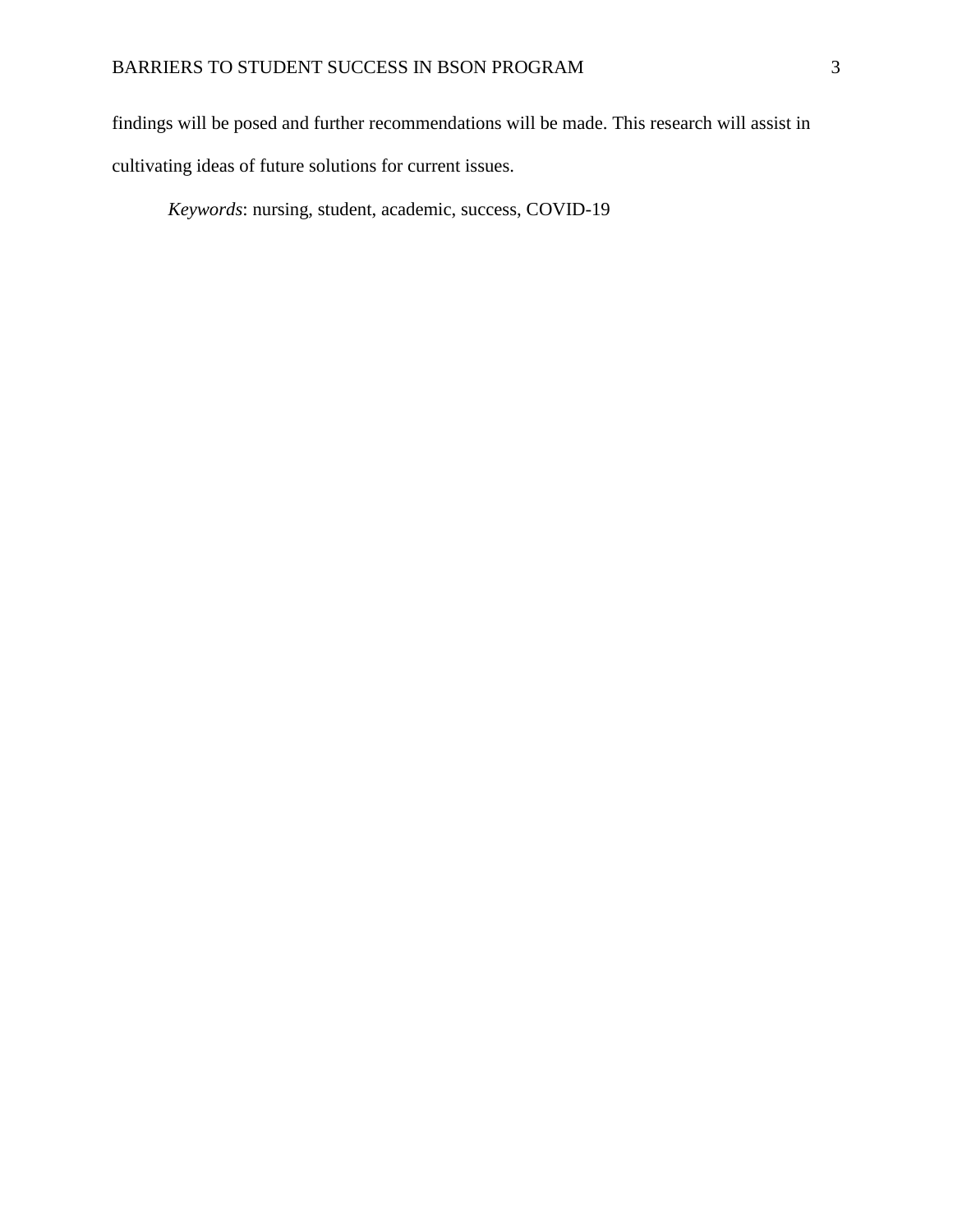findings will be posed and further recommendations will be made. This research will assist in cultivating ideas of future solutions for current issues.

*Keywords*: nursing, student, academic, success, COVID-19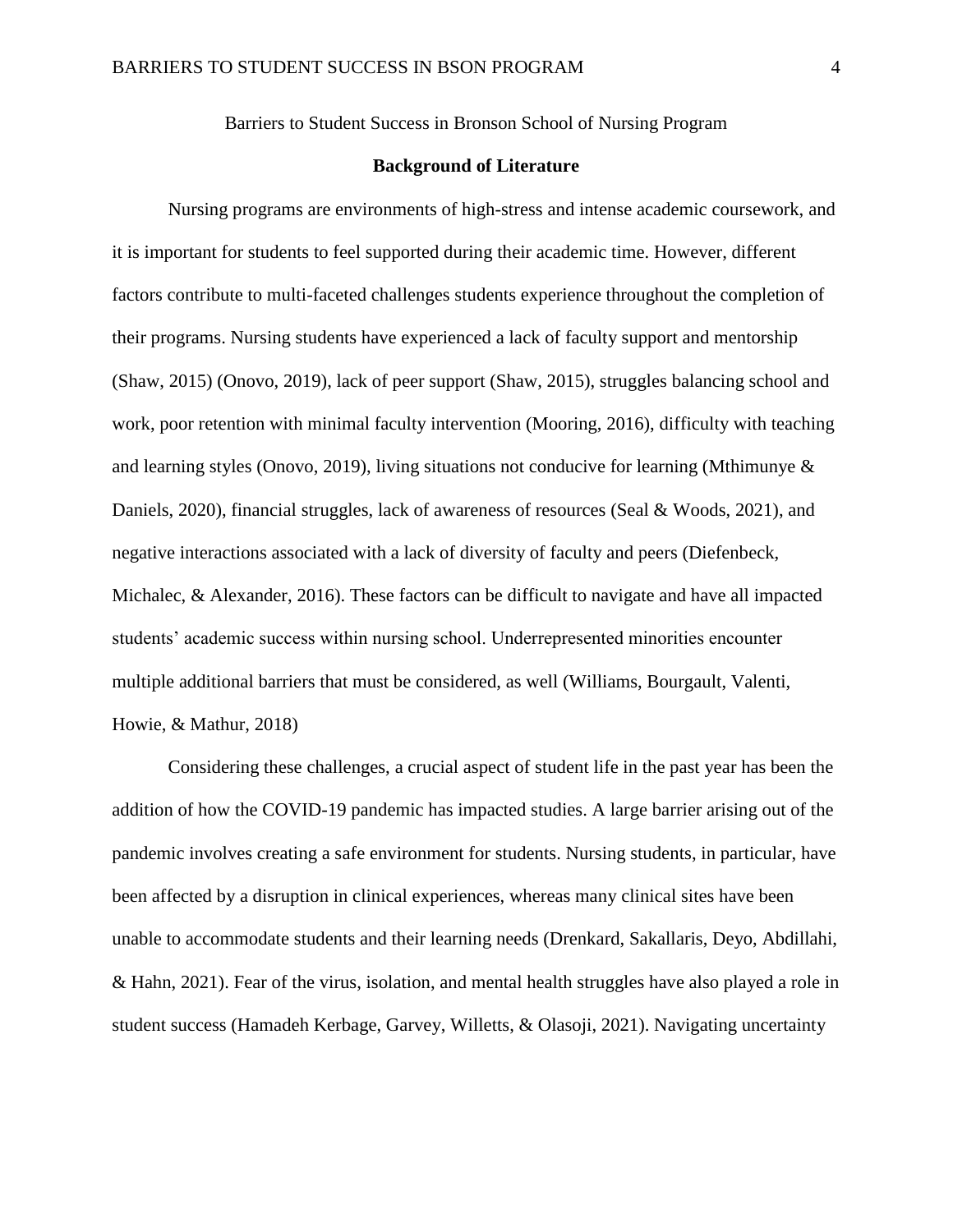Barriers to Student Success in Bronson School of Nursing Program

## Background of Literature

Nursing programs are environments of high-stress and intense academic coursework, and it is important for students to feel supported during their academic time. However, different factors contribute to multi-faceted challenges students experience throughout the completion of their programs. Nursing students have experienced a lack of faculty support and mentorship (Shaw, 2015) (Onovo, 2019), lack of peer support (Shaw, 2015), struggles balancing school and work, poor retention with minimal faculty intervention (Mooring, 2016), difficulty with teaching and learning styles (Onovo, 2019), living situations not conducive for learning (Mthimunye & Daniels, 2020), financial struggles, lack of awareness of resources (Seal & Woods, 2021), and negative interactions associated with a lack of diversity of faculty and peers (Diefenbeck, Michalec, & Alexander, 2016). These factors can be difficult to navigate and have all impacted students' academic success within nursing school. Underrepresented minorities encounter multiple additional barriers that must be considered, as well (Williams, Bourgault, Valenti, Howie, & Mathur, 2018)

Considering these challenges, a crucial aspect of student life in the past year has been the addition of how the COVID-19 pandemic has impacted studies. A large barrier arising out of the pandemic involves creating a safe environment for students. Nursing students, in particular, have been affected by a disruption in clinical experiences, whereas many clinical sites have been unable to accommodate students and their learning needs (Drenkard, Sakallaris, Deyo, Abdillahi, & Hahn, 2021). Fear of the virus, isolation, and mental health struggles have also played a role in student success (Hamadeh Kerbage, Garvey, Willetts, & Olasoji, 2021). Navigating uncertainty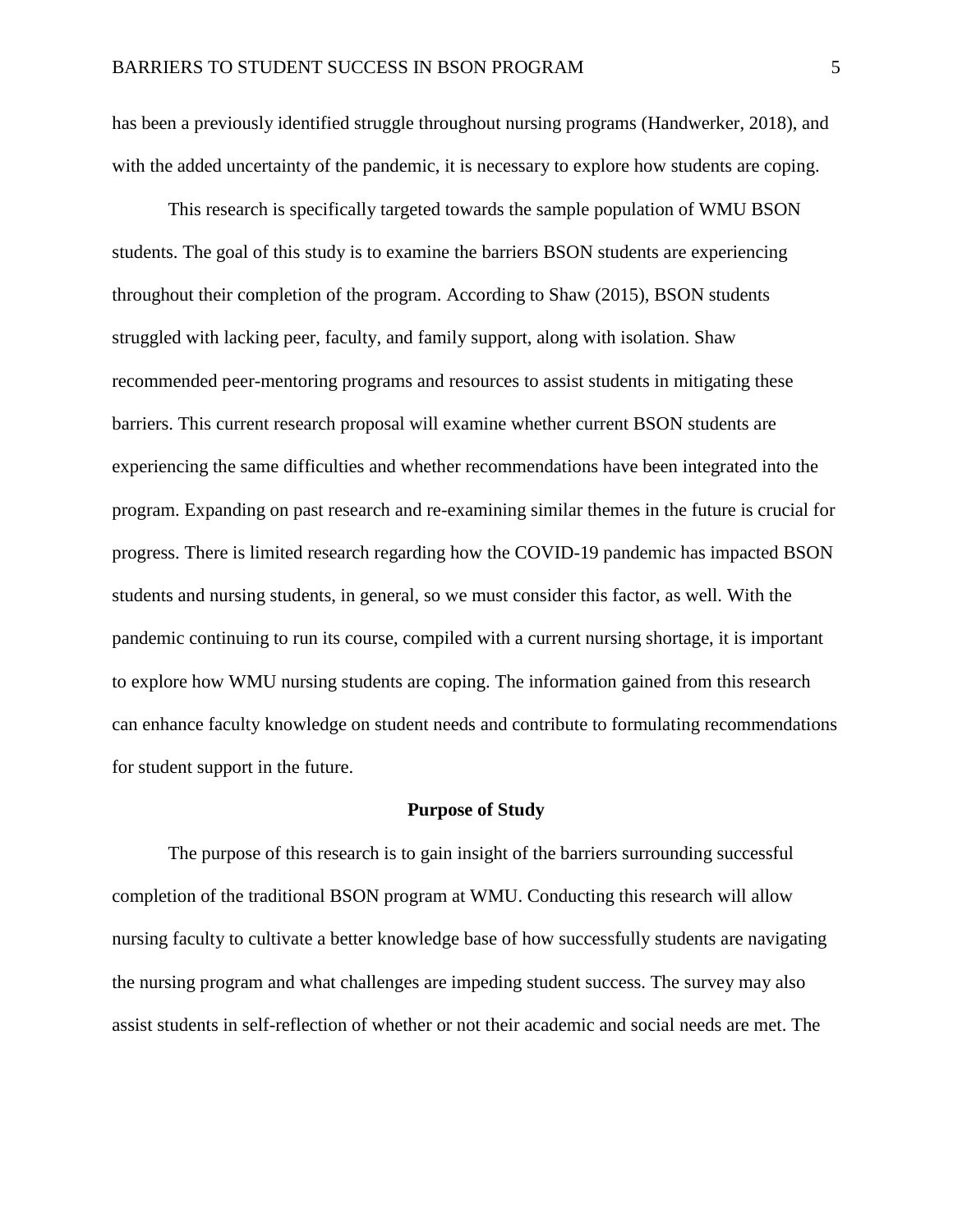has been a previously identified struggle throughout nursing programs (Handwerker, 2018), and with the added uncertainty of the pandemic, it is necessary to explore how students are coping.

This research is specifically targeted towards the sample population of WMU BSON students. The goal of this study is to examine the barriers BSON students are experiencing throughout their completion of the program. According to Shaw (2015), BSON students struggled with lacking peer, faculty, and family support, along with isolation. Shaw recommended peer-mentoring programs and resources to assist students in mitigating these barriers. This current research proposal will examine whether current BSON students are experiencing the same difficulties and whether recommendations have been integrated into the program. Expanding on past research and re-examining similar themes in the future is crucial for progress. There is limited research regarding how the COVID-19 pandemic has impacted BSON students and nursing students, in general, so we must consider this factor, as well. With the pandemic continuing to run its course, compiled with a current nursing shortage, it is important to explore how WMU nursing students are coping. The information gained from this research can enhance faculty knowledge on student needs and contribute to formulating recommendations for student support in the future.

## Purpose of Study

The purpose of this research is to gain insight of the barriers surrounding successful completion of the traditional BSON program at WMU. Conducting this research will allow nursing faculty to cultivate a better knowledge base of how successfully students are navigating the nursing program and what challenges are impeding student success. The survey may also assist students in self-reflection of whether or not their academic and social needs are met. The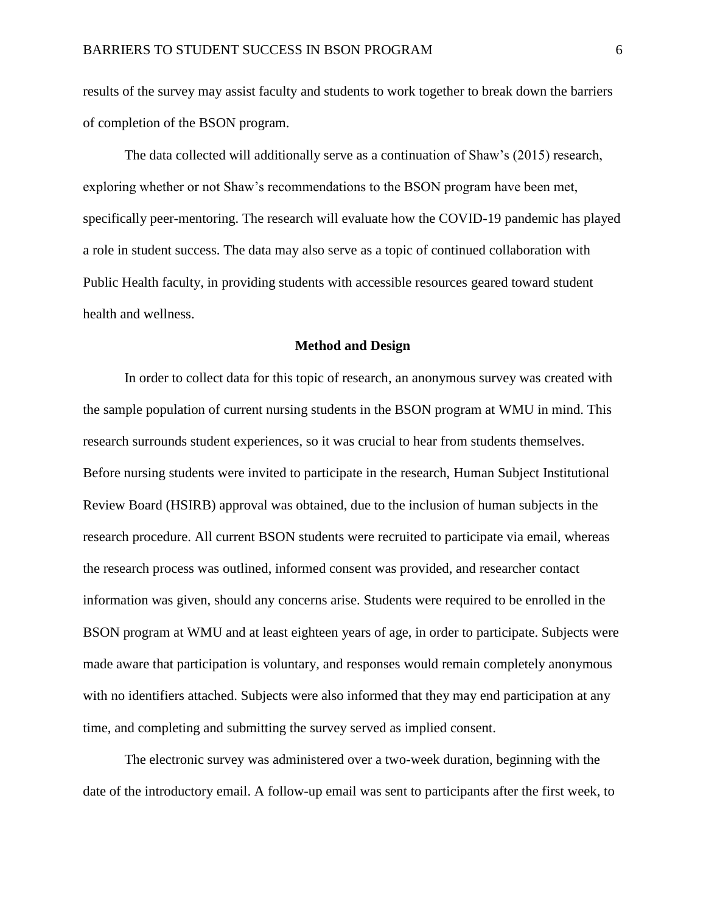results of the survey may assist faculty and students to work together to break down the barriers of completion of the BSON program.

The data collected will additionally serve as a continuation of Shaw's (2015) research, exploring whether or not Shaw's recommendations to the BSON program have been met, specifically peer-mentoring. The research will evaluate how the COVID-19 pandemic has played a role in student success. The data may also serve as a topic of continued collaboration with Public Health faculty, in providing students with accessible resources geared toward student health and wellness.

## Method and Design

In order to collect data for this topic of research, an anonymous survey was created with the sample population of current nursing students in the BSON program at WMU in mind. This research surrounds student experiences, so it was crucial to hear from students themselves. Before nursing students were invited to participate in the research, Human Subject Institutional Review Board (HSIRB) approval was obtained, due to the inclusion of human subjects in the research procedure. All current BSON students were recruited to participate via email, whereas the research process was outlined, informed consent was provided, and researcher contact information was given, should any concerns arise. Students were required to be enrolled in the BSON program at WMU and at least eighteen years of age, in order to participate. Subjects were made aware that participation is voluntary, and responses would remain completely anonymous with no identifiers attached. Subjects were also informed that they may end participation at any time, and completing and submitting the survey served as implied consent.

The electronic survey was administered over a two-week duration, beginning with the date of the introductory email. A follow-up email was sent to participants after the first week, to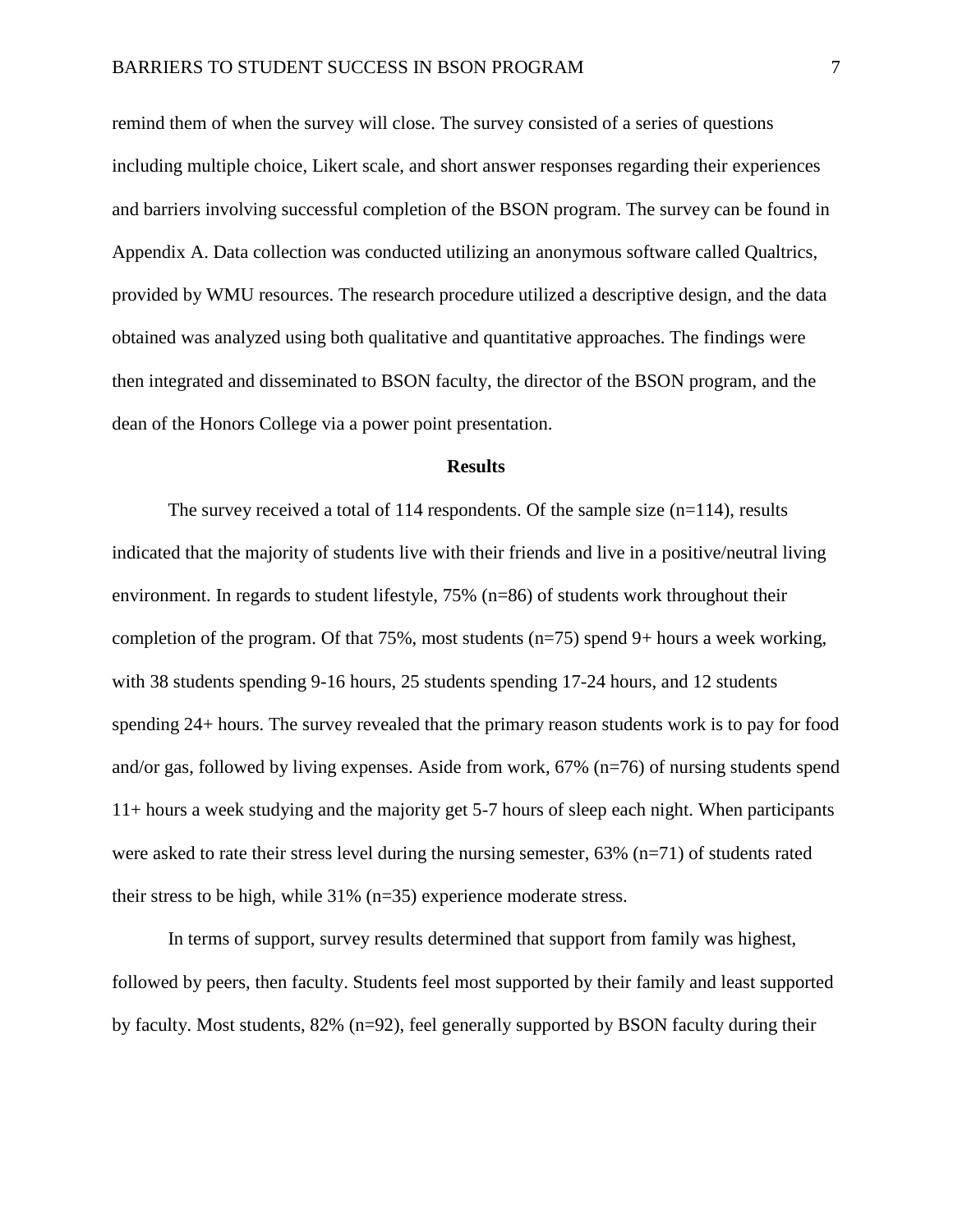remind them of when the survey will close. The survey consisted of a series of questions including multiple choice, Likert scale, and short answer responses regarding their experiences and barriers involving successful completion of the BSON program. The survey can be found in Appendix A. Data collection was conducted utilizing an anonymous software called Qualtrics, provided by WMU resources. The research procedure utilized a descriptive design, and the data obtained was analyzed using both qualitative and quantitative approaches. The findings were then integrated and disseminated to BSON faculty, the director of the BSON program, and the dean of the Honors College via a power point presentation.

## Results

The survey received a total of 114 respondents. Of the sample size (n=114), results indicated that the majority of students live with their friends and live in a positive/neutral living environment. In regards to student lifestyle, 75% (n=86) of students work throughout their completion of the program. Of that 75%, most students (n=75) spend 9+ hours a week working, with 38 students spending 9-16 hours, 25 students spending 17-24 hours, and 12 students spending 24+ hours. The survey revealed that the primary reason students work is to pay for food and/or gas, followed by living expenses. Aside from work, 67% (n=76) of nursing students spend 11+ hours a week studying and the majority get 5-7 hours of sleep each night. When participants were asked to rate their stress level during the nursing semester, 63% (n=71) of students rated their stress to be high, while 31% (n=35) experience moderate stress.

In terms of support, survey results determined that support from family was highest, followed by peers, then faculty. Students feel most supported by their family and least supported by faculty. Most students, 82% (n=92), feel generally supported by BSON faculty during their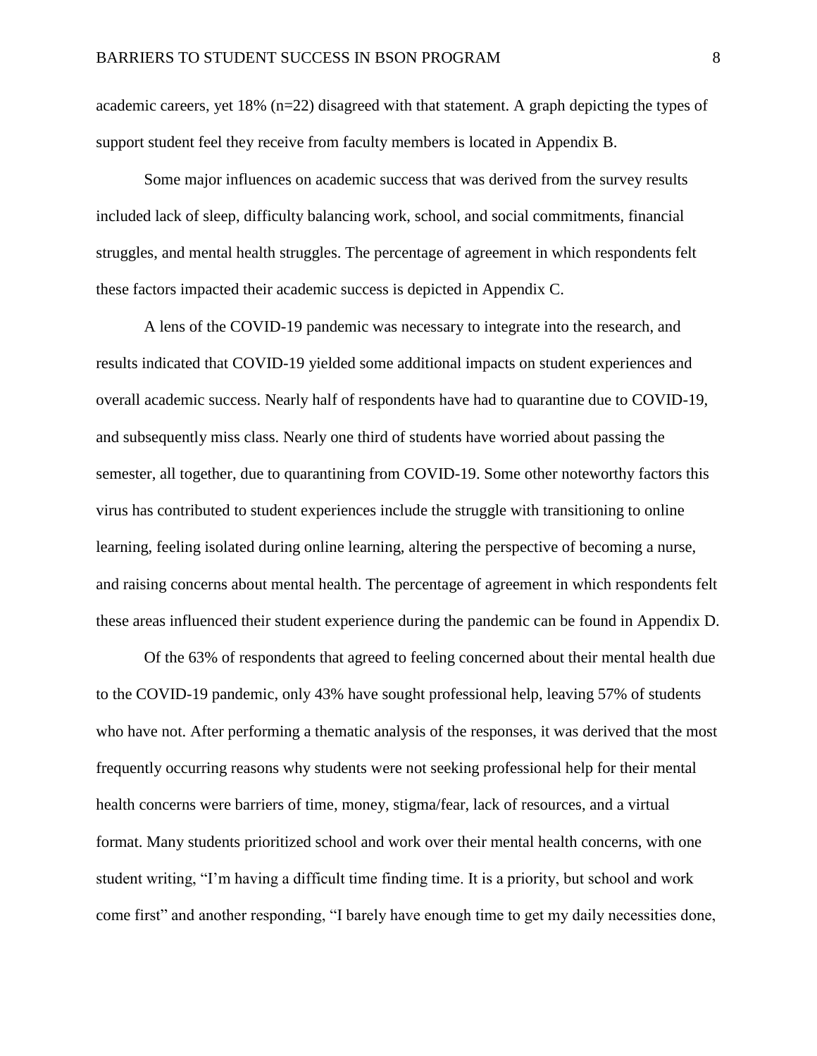academic careers, yet 18% (n=22) disagreed with that statement. A graph depicting the types of support student feel they receive from faculty members is located in Appendix B.

Some major influences on academic success that was derived from the survey results included lack of sleep, difficulty balancing work, school, and social commitments, financial struggles, and mental health struggles. The percentage of agreement in which respondents felt these factors impacted their academic success is depicted in Appendix C.

A lens of the COVID-19 pandemic was necessary to integrate into the research, and results indicated that COVID-19 yielded some additional impacts on student experiences and overall academic success. Nearly half of respondents have had to quarantine due to COVID-19, and subsequently miss class. Nearly one third of students have worried about passing the semester, all together, due to quarantining from COVID-19. Some other noteworthy factors this virus has contributed to student experiences include the struggle with transitioning to online learning, feeling isolated during online learning, altering the perspective of becoming a nurse, and raising concerns about mental health. The percentage of agreement in which respondents felt these areas influenced their student experience during the pandemic can be found in Appendix D.

Of the 63% of respondents that agreed to feeling concerned about their mental health due to the COVID-19 pandemic, only 43% have sought professional help, leaving 57% of students who have not. After performing a thematic analysis of the responses, it was derived that the most frequently occurring reasons why students were not seeking professional help for their mental health concerns were barriers of time, money, stigma/fear, lack of resources, and a virtual format. Many students prioritized school and work over their mental health concerns, with one student writing, "I'm having a difficult time finding time. It is a priority, but school and work come first" and another responding, "I barely have enough time to get my daily necessities done,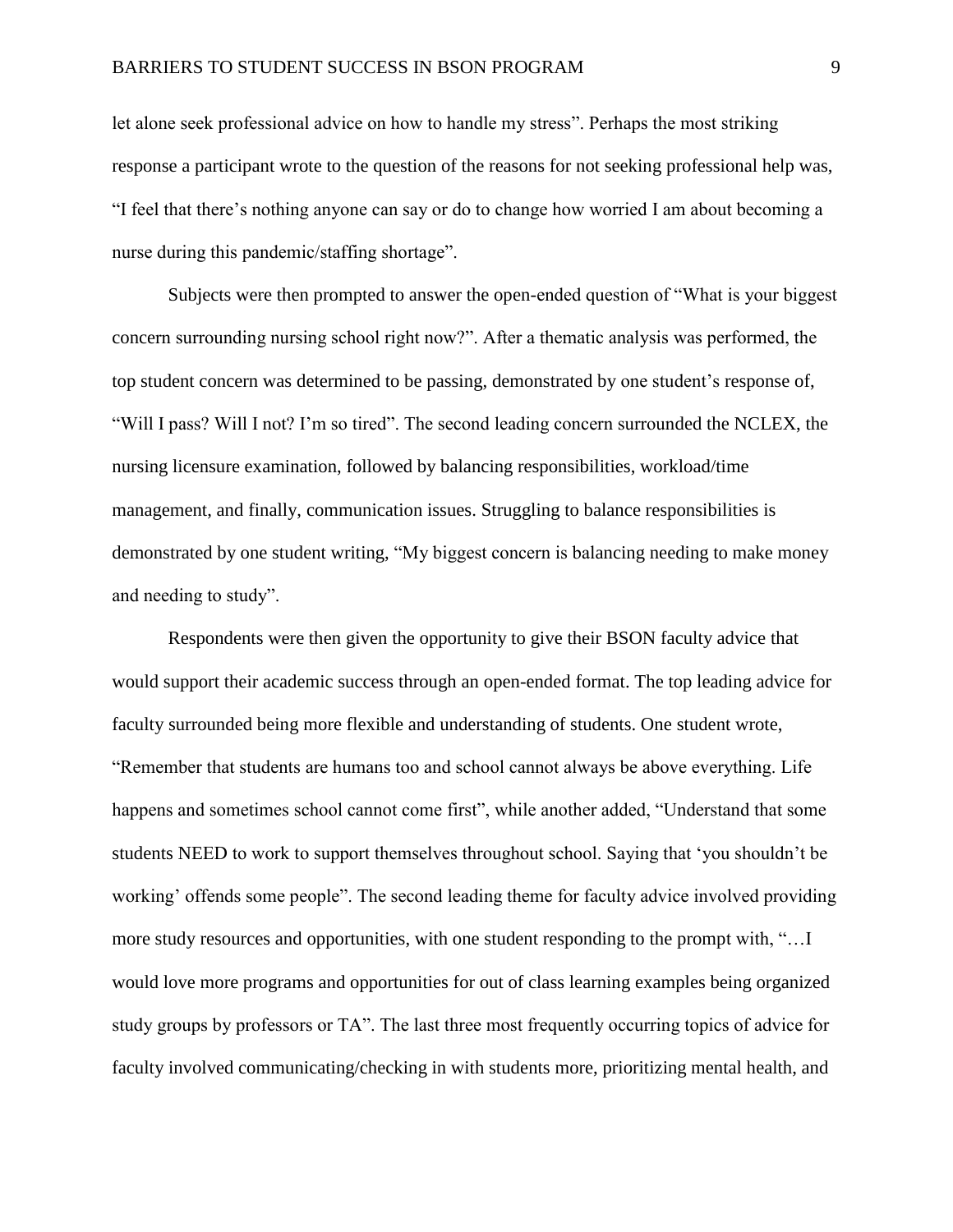let alone seek professional advice on how to handle my stress". Perhaps the most striking response a participant wrote to the question of the reasons for not seeking professional help was, "I feel that there's nothing anyone can say or do to change how worried I am about becoming a nurse during this pandemic/staffing shortage".

Subjects were then prompted to answer the open-ended question of "What is your biggest concern surrounding nursing school right now?". After a thematic analysis was performed, the top student concern was determined to be passing, demonstrated by one student's response of, "Will I pass? Will I not? I'm so tired". The second leading concern surrounded the NCLEX, the nursing licensure examination, followed by balancing responsibilities, workload/time management, and finally, communication issues. Struggling to balance responsibilities is demonstrated by one student writing, "My biggest concern is balancing needing to make money and needing to study".

Respondents were then given the opportunity to give their BSON faculty advice that would support their academic success through an open-ended format. The top leading advice for faculty surrounded being more flexible and understanding of students. One student wrote, "Remember that students are humans too and school cannot always be above everything. Life happens and sometimes school cannot come first", while another added, "Understand that some students NEED to work to support themselves throughout school. Saying that 'you shouldn't be working' offends some people". The second leading theme for faculty advice involved providing more study resources and opportunities, with one student responding to the prompt with, "…I would love more programs and opportunities for out of class learning examples being organized study groups by professors or TA". The last three most frequently occurring topics of advice for faculty involved communicating/checking in with students more, prioritizing mental health, and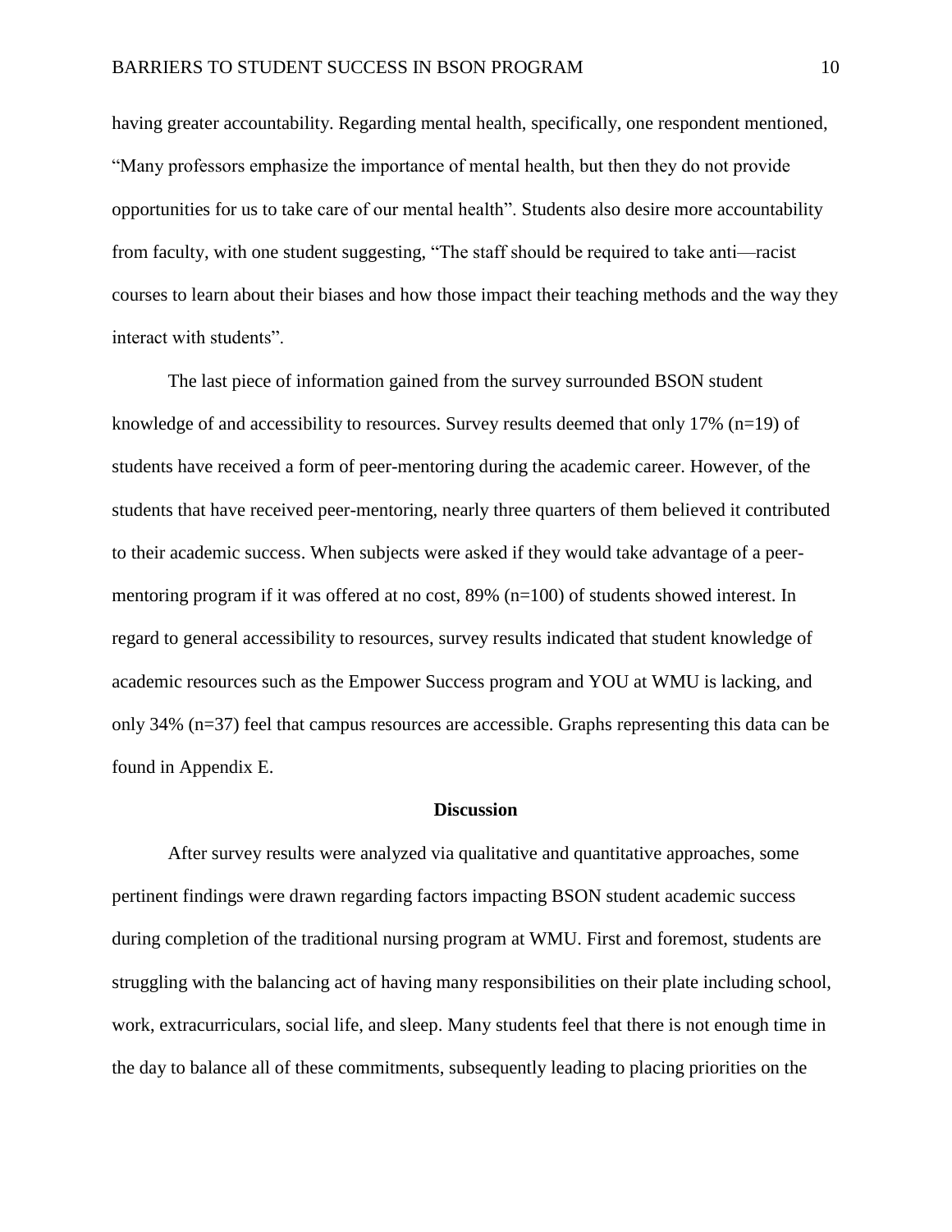having greater accountability. Regarding mental health, specifically, one respondent mentioned, “Many professors emphasize the importance of mental health, but then they do not provide opportunities for us to take care of our mental health”. Students also desire more accountability from faculty, with one student suggesting, “The staff should be required to take anti—racist courses to learn about their biases and how those impact their teaching methods and the way they interact with students”.

The last piece of information gained from the survey surrounded BSON student knowledge of and accessibility to resources. Survey results deemed that only 17% (n=19) of students have received a form of peer-mentoring during the academic career. However, of the students that have received peer-mentoring, nearly three quarters of them believed it contributed to their academic success. When subjects were asked if they would take advantage of a peer-mentoring program if it was offered at no cost, 89% (n=100) of students showed interest. In regard to general accessibility to resources, survey results indicated that student knowledge of academic resources such as the Empower Success program and YOU at WMU is lacking, and only 34% (n=37) feel that campus resources are accessible. Graphs representing this data can be found in Appendix E.

## Discussion

After survey results were analyzed via qualitative and quantitative approaches, some pertinent findings were drawn regarding factors impacting BSON student academic success during completion of the traditional nursing program at WMU. First and foremost, students are struggling with the balancing act of having many responsibilities on their plate including school, work, extracurriculars, social life, and sleep. Many students feel that there is not enough time in the day to balance all of these commitments, subsequently leading to placing priorities on the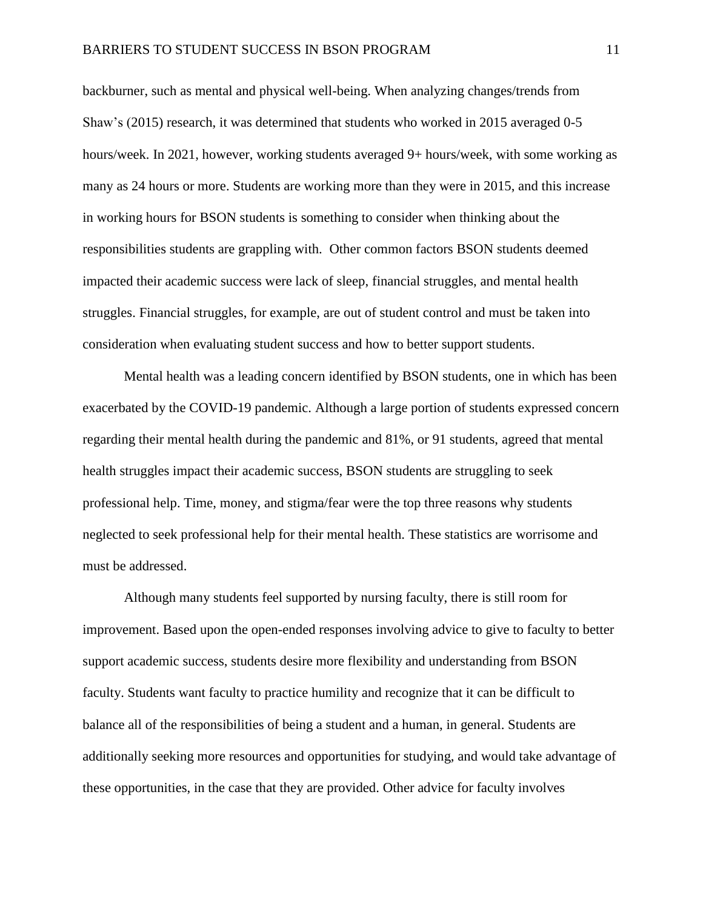backburner, such as mental and physical well-being. When analyzing changes/trends from Shaw's (2015) research, it was determined that students who worked in 2015 averaged 0-5 hours/week. In 2021, however, working students averaged 9+ hours/week, with some working as many as 24 hours or more. Students are working more than they were in 2015, and this increase in working hours for BSON students is something to consider when thinking about the responsibilities students are grappling with. Other common factors BSON students deemed impacted their academic success were lack of sleep, financial struggles, and mental health struggles. Financial struggles, for example, are out of student control and must be taken into consideration when evaluating student success and how to better support students.

Mental health was a leading concern identified by BSON students, one in which has been exacerbated by the COVID-19 pandemic. Although a large portion of students expressed concern regarding their mental health during the pandemic and 81%, or 91 students, agreed that mental health struggles impact their academic success, BSON students are struggling to seek professional help. Time, money, and stigma/fear were the top three reasons why students neglected to seek professional help for their mental health. These statistics are worrisome and must be addressed.

Although many students feel supported by nursing faculty, there is still room for improvement. Based upon the open-ended responses involving advice to give to faculty to better support academic success, students desire more flexibility and understanding from BSON faculty. Students want faculty to practice humility and recognize that it can be difficult to balance all of the responsibilities of being a student and a human, in general. Students are additionally seeking more resources and opportunities for studying, and would take advantage of these opportunities, in the case that they are provided. Other advice for faculty involves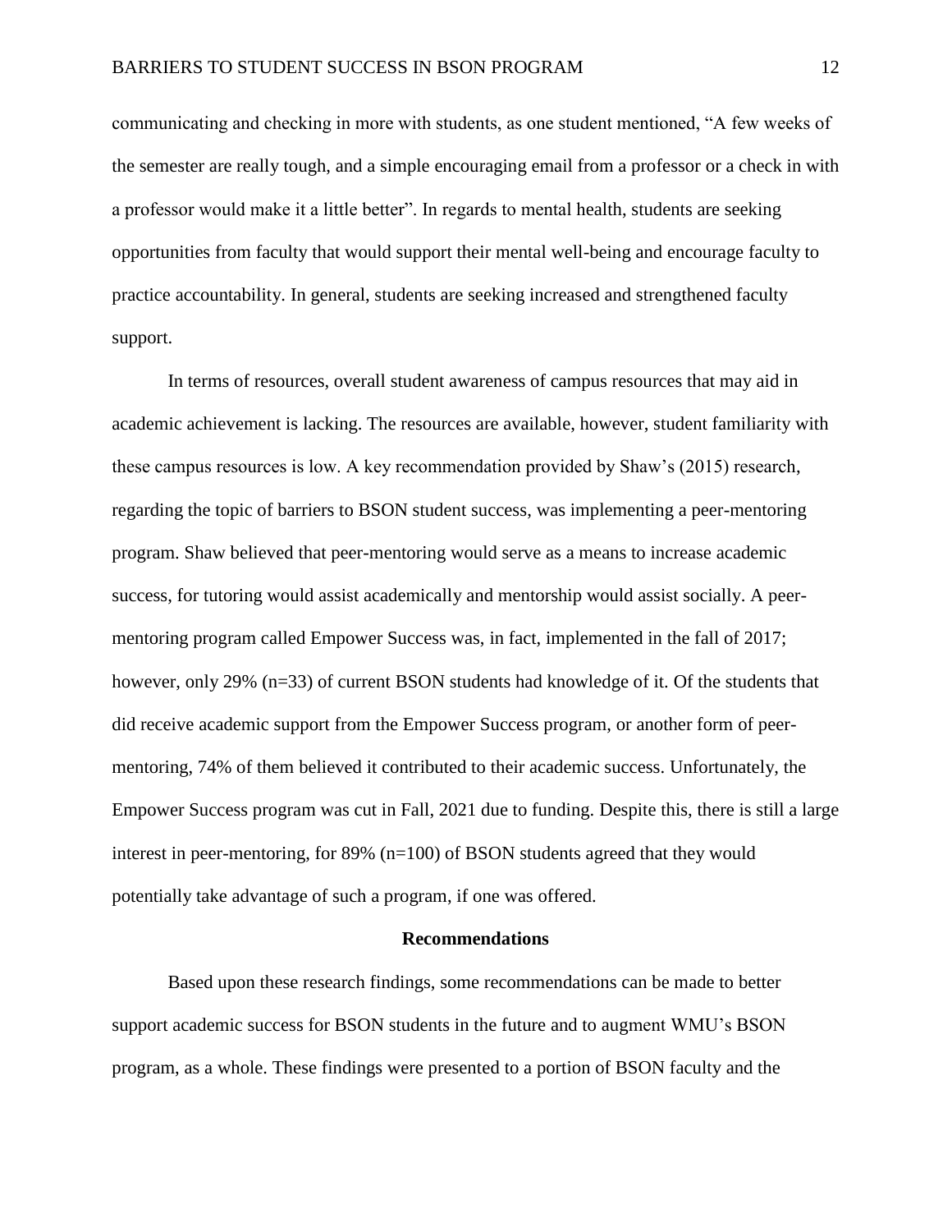communicating and checking in more with students, as one student mentioned, "A few weeks of the semester are really tough, and a simple encouraging email from a professor or a check in with a professor would make it a little better". In regards to mental health, students are seeking opportunities from faculty that would support their mental well-being and encourage faculty to practice accountability. In general, students are seeking increased and strengthened faculty support.

In terms of resources, overall student awareness of campus resources that may aid in academic achievement is lacking. The resources are available, however, student familiarity with these campus resources is low. A key recommendation provided by Shaw's (2015) research, regarding the topic of barriers to BSON student success, was implementing a peer-mentoring program. Shaw believed that peer-mentoring would serve as a means to increase academic success, for tutoring would assist academically and mentorship would assist socially. A peer-mentoring program called Empower Success was, in fact, implemented in the fall of 2017; however, only 29% (n=33) of current BSON students had knowledge of it. Of the students that did receive academic support from the Empower Success program, or another form of peer-mentoring, 74% of them believed it contributed to their academic success. Unfortunately, the Empower Success program was cut in Fall, 2021 due to funding. Despite this, there is still a large interest in peer-mentoring, for 89% (n=100) of BSON students agreed that they would potentially take advantage of such a program, if one was offered.

## Recommendations

Based upon these research findings, some recommendations can be made to better support academic success for BSON students in the future and to augment WMU's BSON program, as a whole. These findings were presented to a portion of BSON faculty and the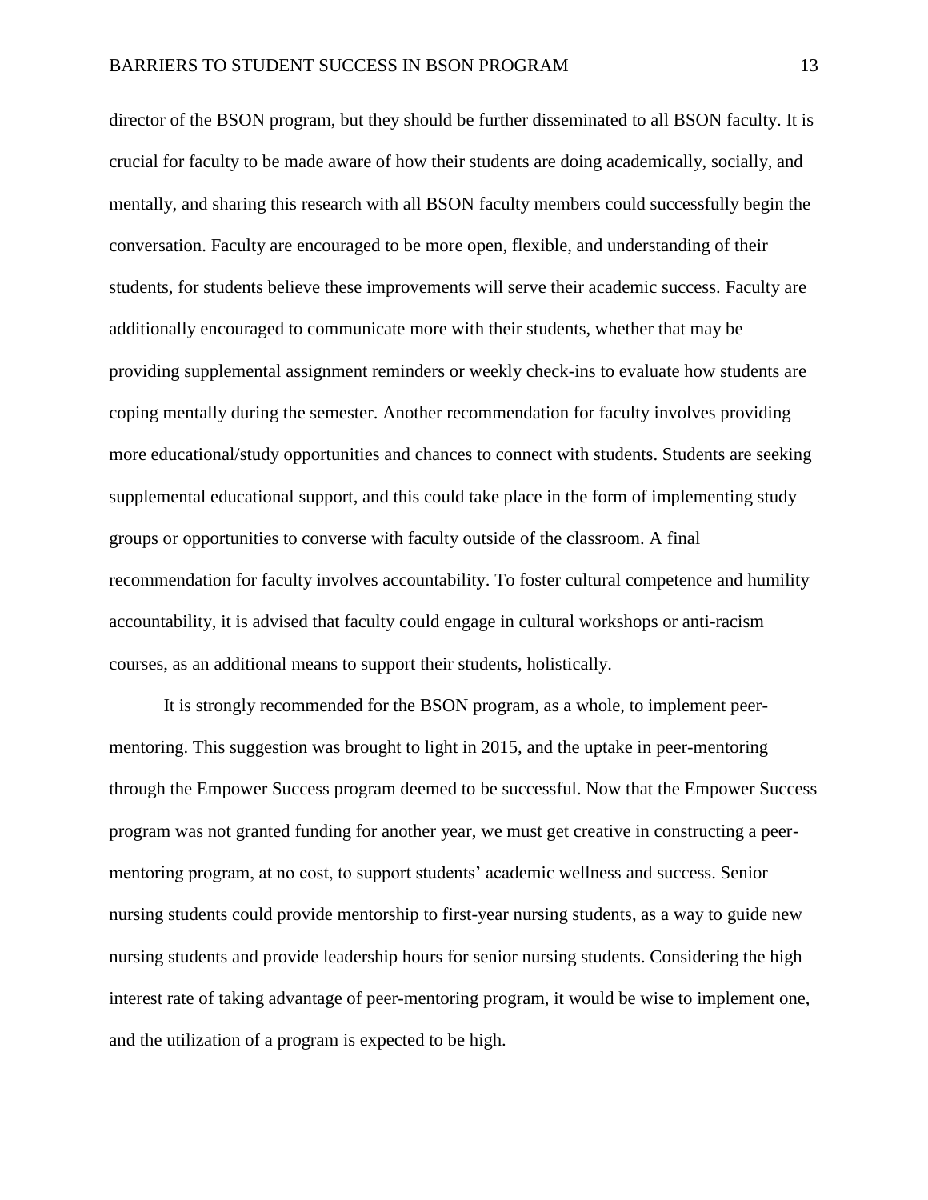director of the BSON program, but they should be further disseminated to all BSON faculty. It is crucial for faculty to be made aware of how their students are doing academically, socially, and mentally, and sharing this research with all BSON faculty members could successfully begin the conversation. Faculty are encouraged to be more open, flexible, and understanding of their students, for students believe these improvements will serve their academic success. Faculty are additionally encouraged to communicate more with their students, whether that may be providing supplemental assignment reminders or weekly check-ins to evaluate how students are coping mentally during the semester. Another recommendation for faculty involves providing more educational/study opportunities and chances to connect with students. Students are seeking supplemental educational support, and this could take place in the form of implementing study groups or opportunities to converse with faculty outside of the classroom. A final recommendation for faculty involves accountability. To foster cultural competence and humility accountability, it is advised that faculty could engage in cultural workshops or anti-racism courses, as an additional means to support their students, holistically.

It is strongly recommended for the BSON program, as a whole, to implement peer-mentoring. This suggestion was brought to light in 2015, and the uptake in peer-mentoring through the Empower Success program deemed to be successful. Now that the Empower Success program was not granted funding for another year, we must get creative in constructing a peer-mentoring program, at no cost, to support students' academic wellness and success. Senior nursing students could provide mentorship to first-year nursing students, as a way to guide new nursing students and provide leadership hours for senior nursing students. Considering the high interest rate of taking advantage of peer-mentoring program, it would be wise to implement one, and the utilization of a program is expected to be high.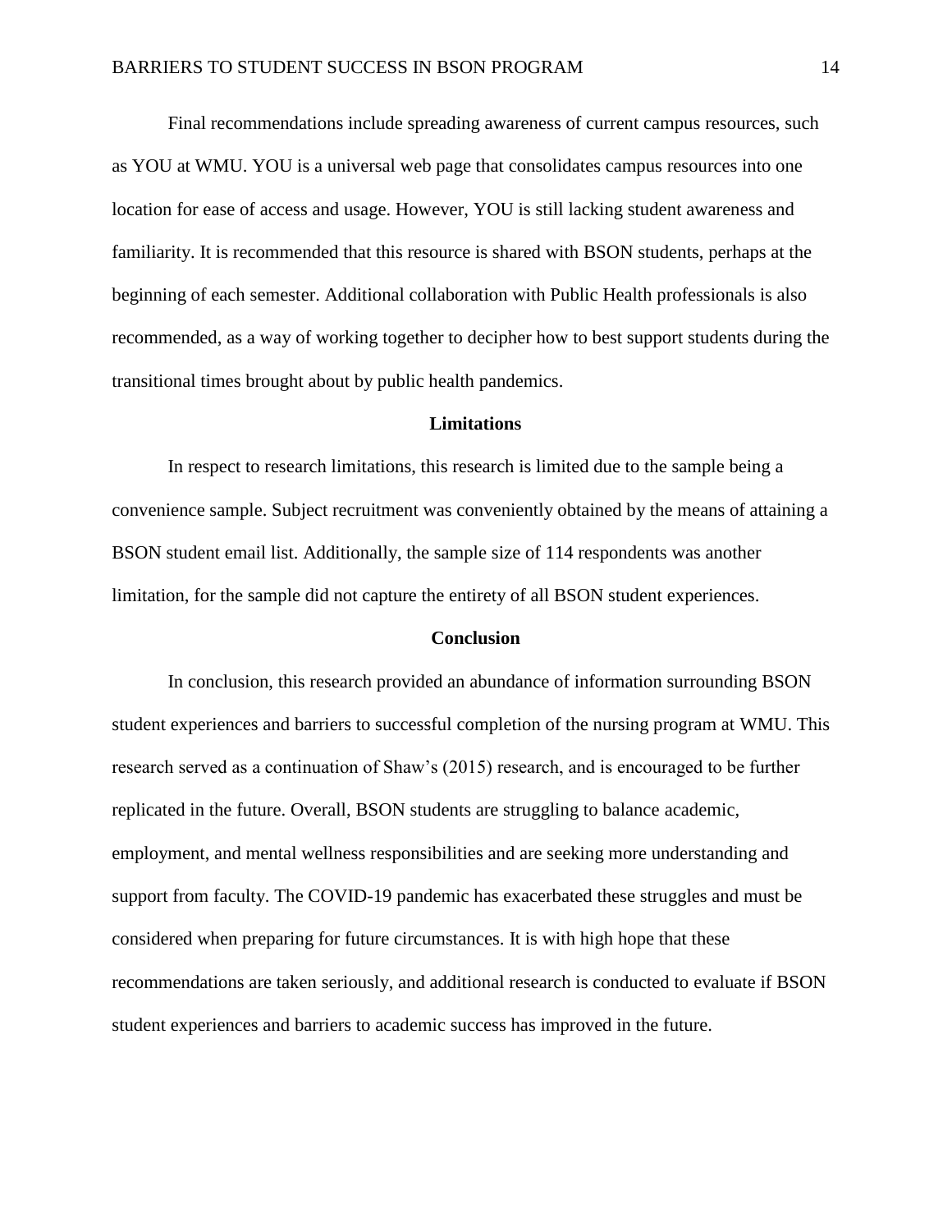Final recommendations include spreading awareness of current campus resources, such as YOU at WMU. YOU is a universal web page that consolidates campus resources into one location for ease of access and usage. However, YOU is still lacking student awareness and familiarity. It is recommended that this resource is shared with BSON students, perhaps at the beginning of each semester. Additional collaboration with Public Health professionals is also recommended, as a way of working together to decipher how to best support students during the transitional times brought about by public health pandemics.

## Limitations

In respect to research limitations, this research is limited due to the sample being a convenience sample. Subject recruitment was conveniently obtained by the means of attaining a BSON student email list. Additionally, the sample size of 114 respondents was another limitation, for the sample did not capture the entirety of all BSON student experiences.

## Conclusion

In conclusion, this research provided an abundance of information surrounding BSON student experiences and barriers to successful completion of the nursing program at WMU. This research served as a continuation of Shaw's (2015) research, and is encouraged to be further replicated in the future. Overall, BSON students are struggling to balance academic, employment, and mental wellness responsibilities and are seeking more understanding and support from faculty. The COVID-19 pandemic has exacerbated these struggles and must be considered when preparing for future circumstances. It is with high hope that these recommendations are taken seriously, and additional research is conducted to evaluate if BSON student experiences and barriers to academic success has improved in the future.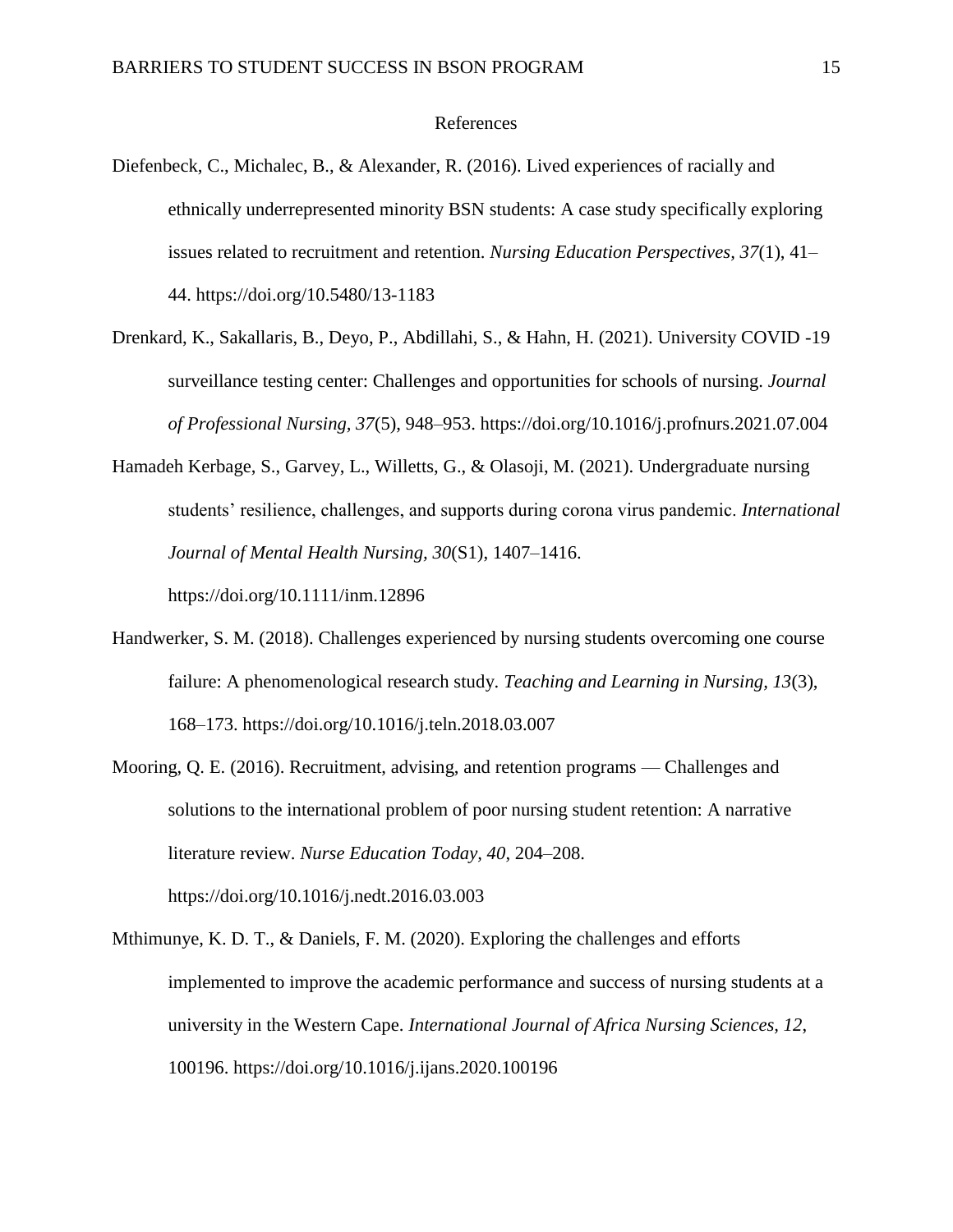# References

Diefenbeck, C., Michalec, B., & Alexander, R. (2016). Lived experiences of racially and ethnically underrepresented minority BSN students: A case study specifically exploring issues related to recruitment and retention. *Nursing Education Perspectives, 37*(1), 41–44. https://doi.org/10.5480/13-1183

Drenkard, K., Sakallaris, B., Deyo, P., Abdillahi, S., & Hahn, H. (2021). University COVID -19 surveillance testing center: Challenges and opportunities for schools of nursing. *Journal of Professional Nursing, 37*(5), 948–953. https://doi.org/10.1016/j.profnurs.2021.07.004

Hamadeh Kerbage, S., Garvey, L., Willetts, G., & Olasoji, M. (2021). Undergraduate nursing students' resilience, challenges, and supports during corona virus pandemic. *International Journal of Mental Health Nursing, 30*(S1), 1407–1416. https://doi.org/10.1111/inm.12896

Handwerker, S. M. (2018). Challenges experienced by nursing students overcoming one course failure: A phenomenological research study. *Teaching and Learning in Nursing, 13*(3), 168–173. https://doi.org/10.1016/j.teln.2018.03.007

Mooring, Q. E. (2016). Recruitment, advising, and retention programs — Challenges and solutions to the international problem of poor nursing student retention: A narrative literature review. *Nurse Education Today, 40*, 204–208. https://doi.org/10.1016/j.nedt.2016.03.003

Mthimunye, K. D. T., & Daniels, F. M. (2020). Exploring the challenges and efforts implemented to improve the academic performance and success of nursing students at a university in the Western Cape. *International Journal of Africa Nursing Sciences, 12*, 100196. https://doi.org/10.1016/j.ijans.2020.100196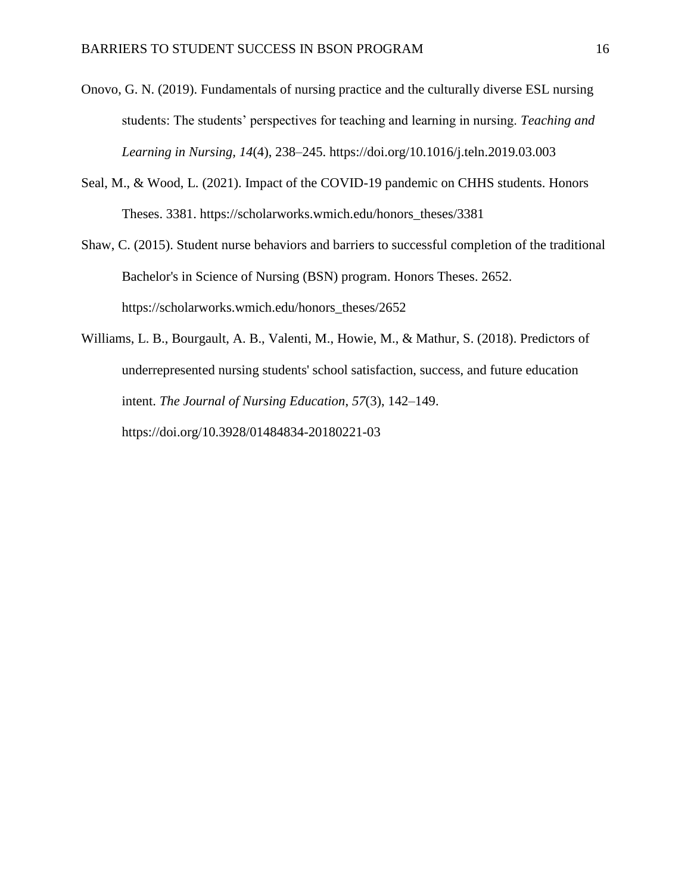Onovo, G. N. (2019). Fundamentals of nursing practice and the culturally diverse ESL nursing students: The students' perspectives for teaching and learning in nursing. *Teaching and Learning in Nursing*, *14*(4), 238–245. https://doi.org/10.1016/j.teln.2019.03.003

Seal, M., & Wood, L. (2021). Impact of the COVID-19 pandemic on CHHS students. Honors Theses. 3381. https://scholarworks.wmich.edu/honors_theses/3381

Shaw, C. (2015). Student nurse behaviors and barriers to successful completion of the traditional Bachelor's in Science of Nursing (BSN) program. Honors Theses. 2652. https://scholarworks.wmich.edu/honors_theses/2652

Williams, L. B., Bourgault, A. B., Valenti, M., Howie, M., & Mathur, S. (2018). Predictors of underrepresented nursing students' school satisfaction, success, and future education intent. *The Journal of Nursing Education*, *57*(3), 142–149. https://doi.org/10.3928/01484834-20180221-03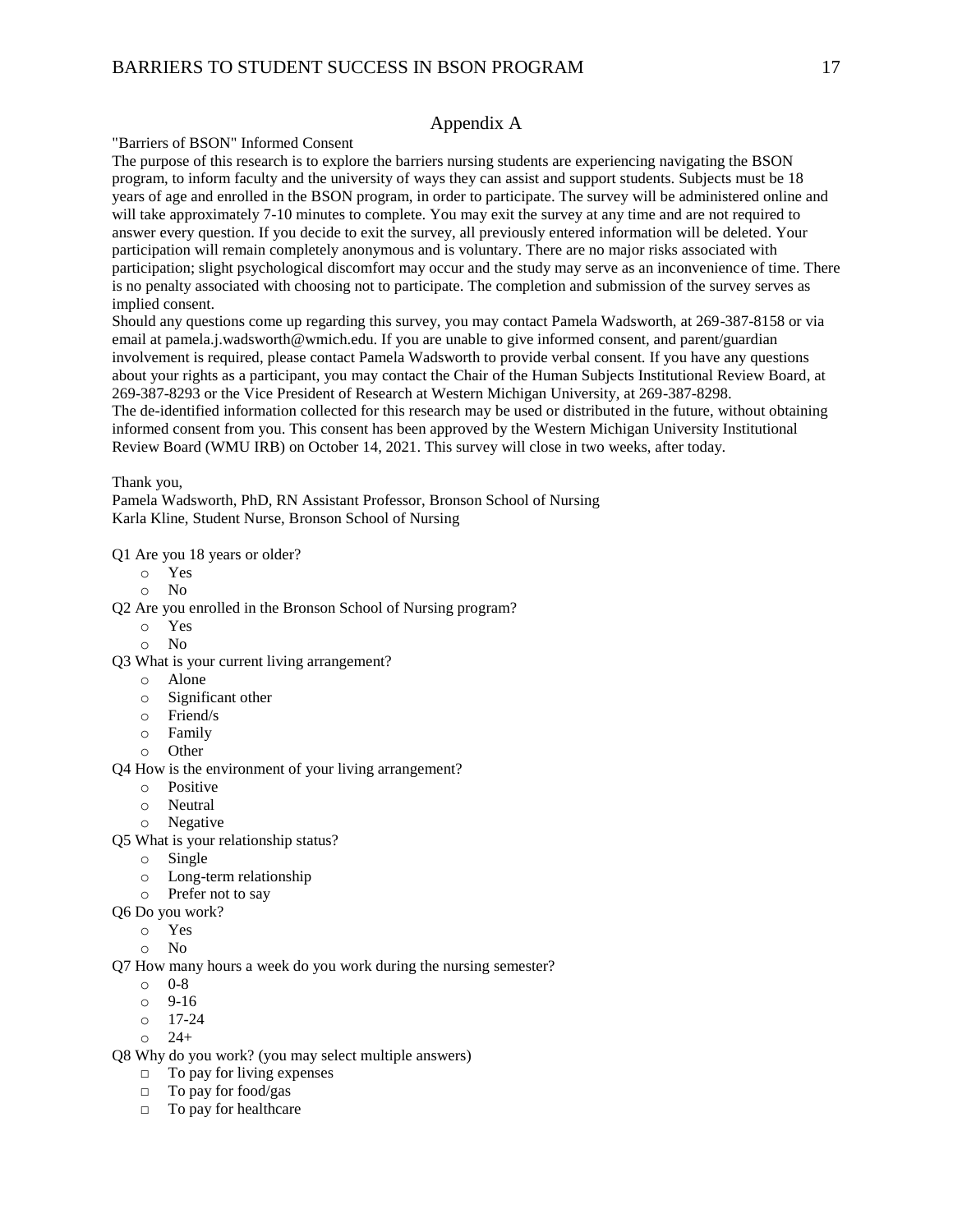## Appendix A

"Barriers of BSON" Informed Consent

The purpose of this research is to explore the barriers nursing students are experiencing navigating the BSON program, to inform faculty and the university of ways they can assist and support students. Subjects must be 18 years of age and enrolled in the BSON program, in order to participate. The survey will be administered online and will take approximately 7-10 minutes to complete. You may exit the survey at any time and are not required to answer every question. If you decide to exit the survey, all previously entered information will be deleted. Your participation will remain completely anonymous and is voluntary. There are no major risks associated with participation; slight psychological discomfort may occur and the study may serve as an inconvenience of time. There is no penalty associated with choosing not to participate. The completion and submission of the survey serves as implied consent.

Should any questions come up regarding this survey, you may contact Pamela Wadsworth, at 269-387-8158 or via email at pamela.j.wadsworth@wmich.edu. If you are unable to give informed consent, and parent/guardian involvement is required, please contact Pamela Wadsworth to provide verbal consent. If you have any questions about your rights as a participant, you may contact the Chair of the Human Subjects Institutional Review Board, at 269-387-8293 or the Vice President of Research at Western Michigan University, at 269-387-8298.

The de-identified information collected for this research may be used or distributed in the future, without obtaining informed consent from you. This consent has been approved by the Western Michigan University Institutional Review Board (WMU IRB) on October 14, 2021. This survey will close in two weeks, after today.

Thank you,

Pamela Wadsworth, PhD, RN Assistant Professor, Bronson School of Nursing
Karla Kline, Student Nurse, Bronson School of Nursing

Q1 Are you 18 years or older?
- Yes
- No

Q2 Are you enrolled in the Bronson School of Nursing program?
- Yes
- No

Q3 What is your current living arrangement?
- Alone
- Significant other
- Friend/s
- Family
- Other

Q4 How is the environment of your living arrangement?
- Positive
- Neutral
- Negative

Q5 What is your relationship status?
- Single
- Long-term relationship
- Prefer not to say

Q6 Do you work?
- Yes
- No

Q7 How many hours a week do you work during the nursing semester?
- 0-8
- 9-16
- 17-24
- 24+

Q8 Why do you work? (you may select multiple answers)
- □ To pay for living expenses
- □ To pay for food/gas
- □ To pay for healthcare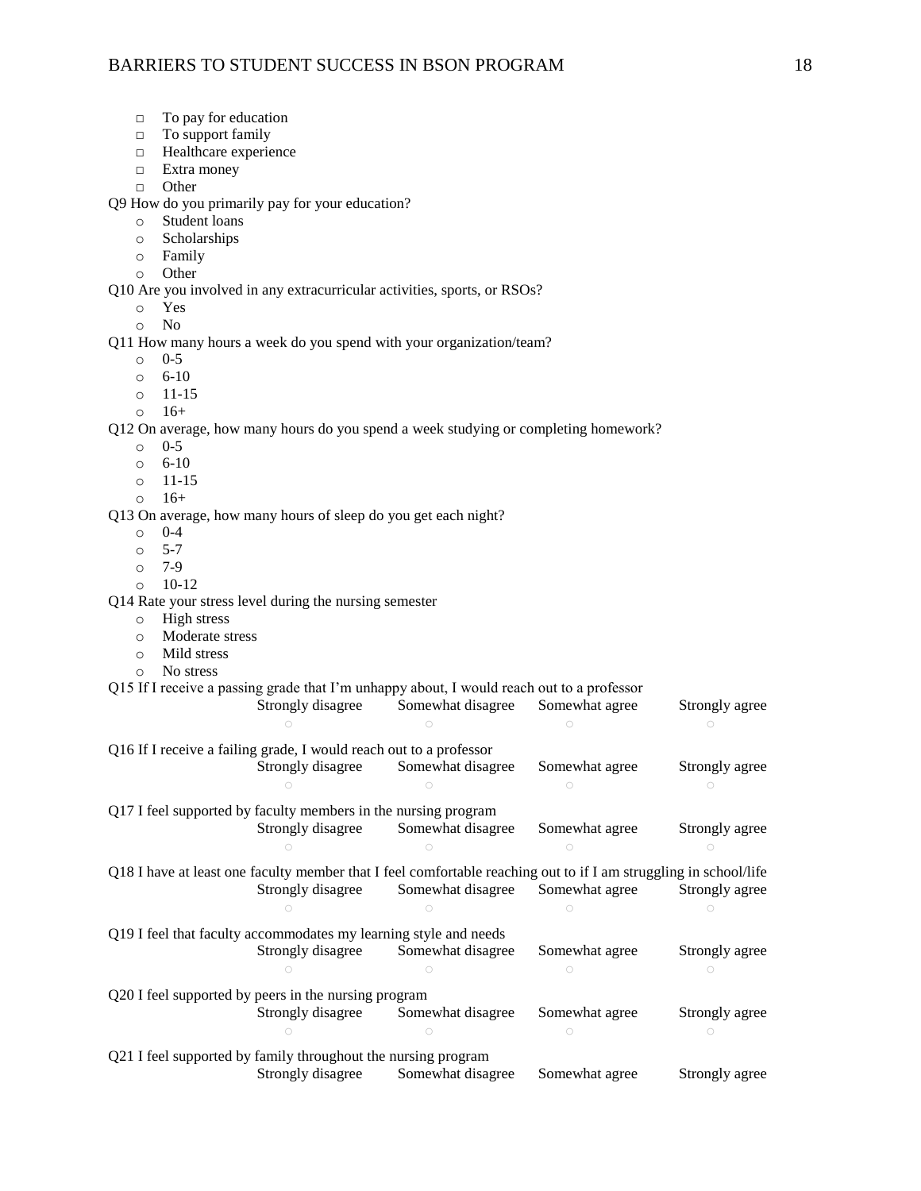- □ To pay for education
- □ To support family
- □ Healthcare experience
- □ Extra money
- □ Other

Q9 How do you primarily pay for your education?

- o Student loans
- o Scholarships
- o Family
- o Other

Q10 Are you involved in any extracurricular activities, sports, or RSOs?

- o Yes
- o No

Q11 How many hours a week do you spend with your organization/team?

- o 0-5
- o 6-10
- o 11-15
- o 16+

Q12 On average, how many hours do you spend a week studying or completing homework?

- o 0-5
- o 6-10
- o 11-15
- o 16+

Q13 On average, how many hours of sleep do you get each night?

- o 0-4
- o 5-7
- o 7-9
- o 10-12

Q14 Rate your stress level during the nursing semester

- o High stress
- o Moderate stress
- o Mild stress
- o No stress

Q15 If I receive a passing grade that I'm unhappy about, I would reach out to a professor

| Strongly disagree | Somewhat disagree | Somewhat agree | Strongly agree |
|---|---|---|---|
| ○ | ○ | ○ | ○ |

Q16 If I receive a failing grade, I would reach out to a professor

| Strongly disagree | Somewhat disagree | Somewhat agree | Strongly agree |
|---|---|---|---|
| ○ | ○ | ○ | ○ |

Q17 I feel supported by faculty members in the nursing program

| Strongly disagree | Somewhat disagree | Somewhat agree | Strongly agree |
|---|---|---|---|
| ○ | ○ | ○ | ○ |

Q18 I have at least one faculty member that I feel comfortable reaching out to if I am struggling in school/life

| Strongly disagree | Somewhat disagree | Somewhat agree | Strongly agree |
|---|---|---|---|
| ○ | ○ | ○ | ○ |

Q19 I feel that faculty accommodates my learning style and needs

| Strongly disagree | Somewhat disagree | Somewhat agree | Strongly agree |
|---|---|---|---|
| ○ | ○ | ○ | ○ |

Q20 I feel supported by peers in the nursing program

| Strongly disagree | Somewhat disagree | Somewhat agree | Strongly agree |
|---|---|---|---|
| ○ | ○ | ○ | ○ |

Q21 I feel supported by family throughout the nursing program

| Strongly disagree | Somewhat disagree | Somewhat agree | Strongly agree |
|---|---|---|---|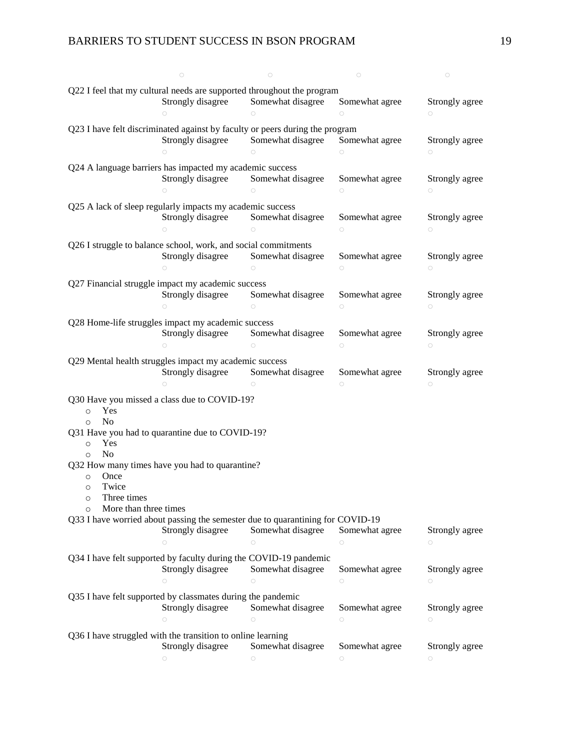○ ○ ○ ○

Q22 I feel that my cultural needs are supported throughout the program

| Strongly disagree | Somewhat disagree | Somewhat agree | Strongly agree |
|---|---|---|---|
| ○ | ○ | ○ | ○ |

Q23 I have felt discriminated against by faculty or peers during the program

| Strongly disagree | Somewhat disagree | Somewhat agree | Strongly agree |
|---|---|---|---|
| ○ | ○ | ○ | ○ |

Q24 A language barriers has impacted my academic success

| Strongly disagree | Somewhat disagree | Somewhat agree | Strongly agree |
|---|---|---|---|
| ○ | ○ | ○ | ○ |

Q25 A lack of sleep regularly impacts my academic success

| Strongly disagree | Somewhat disagree | Somewhat agree | Strongly agree |
|---|---|---|---|
| ○ | ○ | ○ | ○ |

Q26 I struggle to balance school, work, and social commitments

| Strongly disagree | Somewhat disagree | Somewhat agree | Strongly agree |
|---|---|---|---|
| ○ | ○ | ○ | ○ |

Q27 Financial struggle impact my academic success

| Strongly disagree | Somewhat disagree | Somewhat agree | Strongly agree |
|---|---|---|---|
| ○ | ○ | ○ | ○ |

Q28 Home-life struggles impact my academic success

| Strongly disagree | Somewhat disagree | Somewhat agree | Strongly agree |
|---|---|---|---|
| ○ | ○ | ○ | ○ |

Q29 Mental health struggles impact my academic success

| Strongly disagree | Somewhat disagree | Somewhat agree | Strongly agree |
|---|---|---|---|
| ○ | ○ | ○ | ○ |

Q30 Have you missed a class due to COVID-19?

- Yes
- No

Q31 Have you had to quarantine due to COVID-19?

- Yes
- No

Q32 How many times have you had to quarantine?

- Once
- Twice
- Three times
- More than three times

Q33 I have worried about passing the semester due to quarantining for COVID-19

| Strongly disagree | Somewhat disagree | Somewhat agree | Strongly agree |
|---|---|---|---|
| ○ | ○ | ○ | ○ |

Q34 I have felt supported by faculty during the COVID-19 pandemic

| Strongly disagree | Somewhat disagree | Somewhat agree | Strongly agree |
|---|---|---|---|
| ○ | ○ | ○ | ○ |

Q35 I have felt supported by classmates during the pandemic

| Strongly disagree | Somewhat disagree | Somewhat agree | Strongly agree |
|---|---|---|---|
| ○ | ○ | ○ | ○ |

Q36 I have struggled with the transition to online learning

| Strongly disagree | Somewhat disagree | Somewhat agree | Strongly agree |
|---|---|---|---|
| ○ | ○ | ○ | ○ |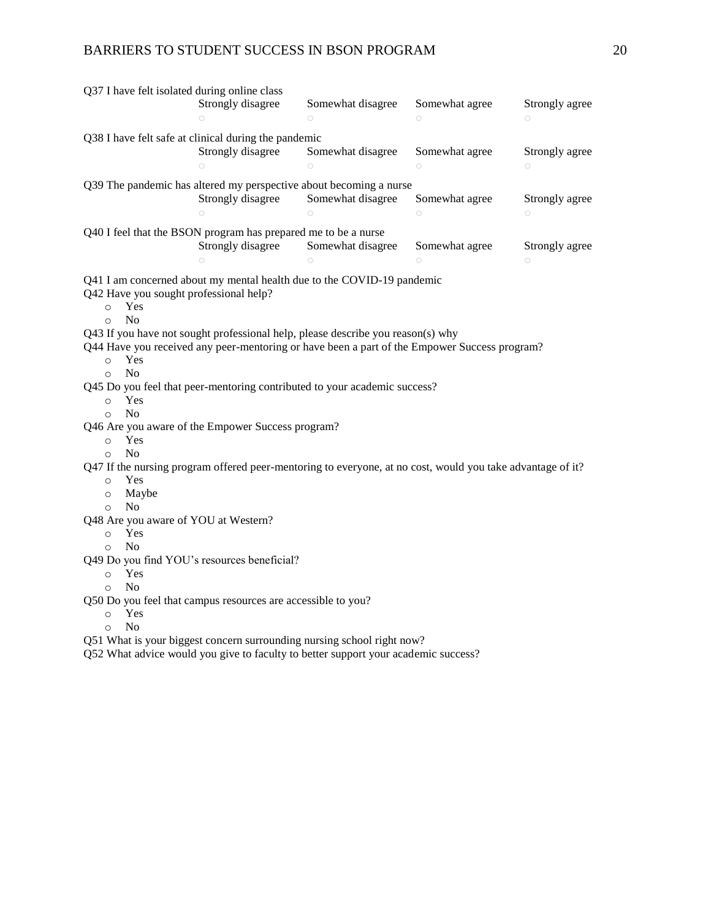Q37 I have felt isolated during online class

| Strongly disagree | Somewhat disagree | Somewhat agree | Strongly agree |
|---|---|---|---|
| ○ | ○ | ○ | ○ |

Q38 I have felt safe at clinical during the pandemic

| Strongly disagree | Somewhat disagree | Somewhat agree | Strongly agree |
|---|---|---|---|
| ○ | ○ | ○ | ○ |

Q39 The pandemic has altered my perspective about becoming a nurse

| Strongly disagree | Somewhat disagree | Somewhat agree | Strongly agree |
|---|---|---|---|
| ○ | ○ | ○ | ○ |

Q40 I feel that the BSON program has prepared me to be a nurse

| Strongly disagree | Somewhat disagree | Somewhat agree | Strongly agree |
|---|---|---|---|
| ○ | ○ | ○ | ○ |

Q41 I am concerned about my mental health due to the COVID-19 pandemic

Q42 Have you sought professional help?

- Yes
- No

Q43 If you have not sought professional help, please describe you reason(s) why

Q44 Have you received any peer-mentoring or have been a part of the Empower Success program?

- Yes
- No

Q45 Do you feel that peer-mentoring contributed to your academic success?

- Yes
- No

Q46 Are you aware of the Empower Success program?

- Yes
- No

Q47 If the nursing program offered peer-mentoring to everyone, at no cost, would you take advantage of it?

- Yes
- Maybe
- No

Q48 Are you aware of YOU at Western?

- Yes
- No

Q49 Do you find YOU's resources beneficial?

- Yes
- No

Q50 Do you feel that campus resources are accessible to you?

- Yes
- No

Q51 What is your biggest concern surrounding nursing school right now?

Q52 What advice would you give to faculty to better support your academic success?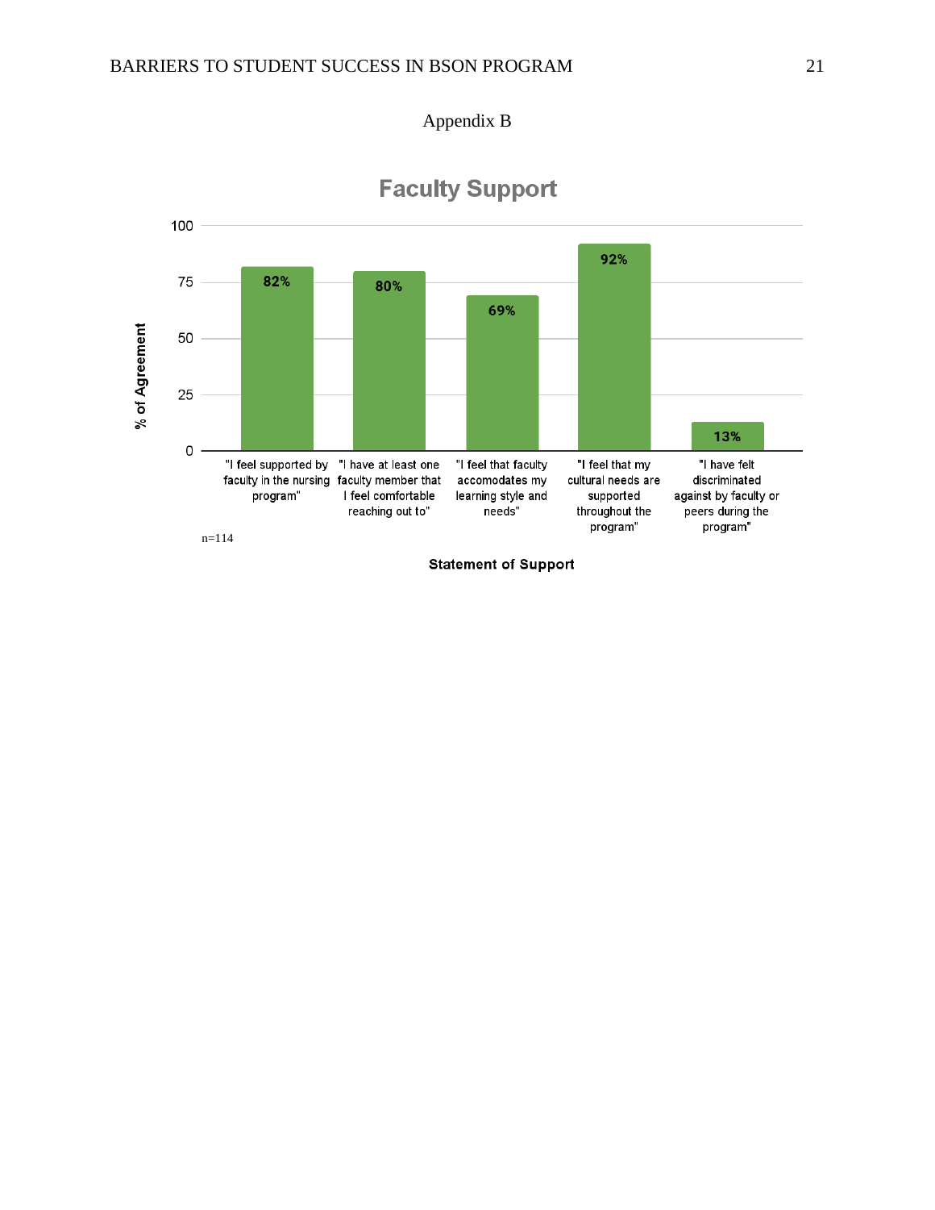Appendix B

**Faculty Support**

| Statement of Support | % of Agreement |
| --- | --- |
| "I feel supported by faculty in the nursing program" | 82% |
| "I have at least one faculty member that I feel comfortable reaching out to" | 80% |
| "I feel that faculty accomodates my learning style and needs" | 69% |
| "I feel that my cultural needs are supported throughout the program" | 92% |
| "I have felt discriminated against by faculty or peers during the program" | 13% |

n=114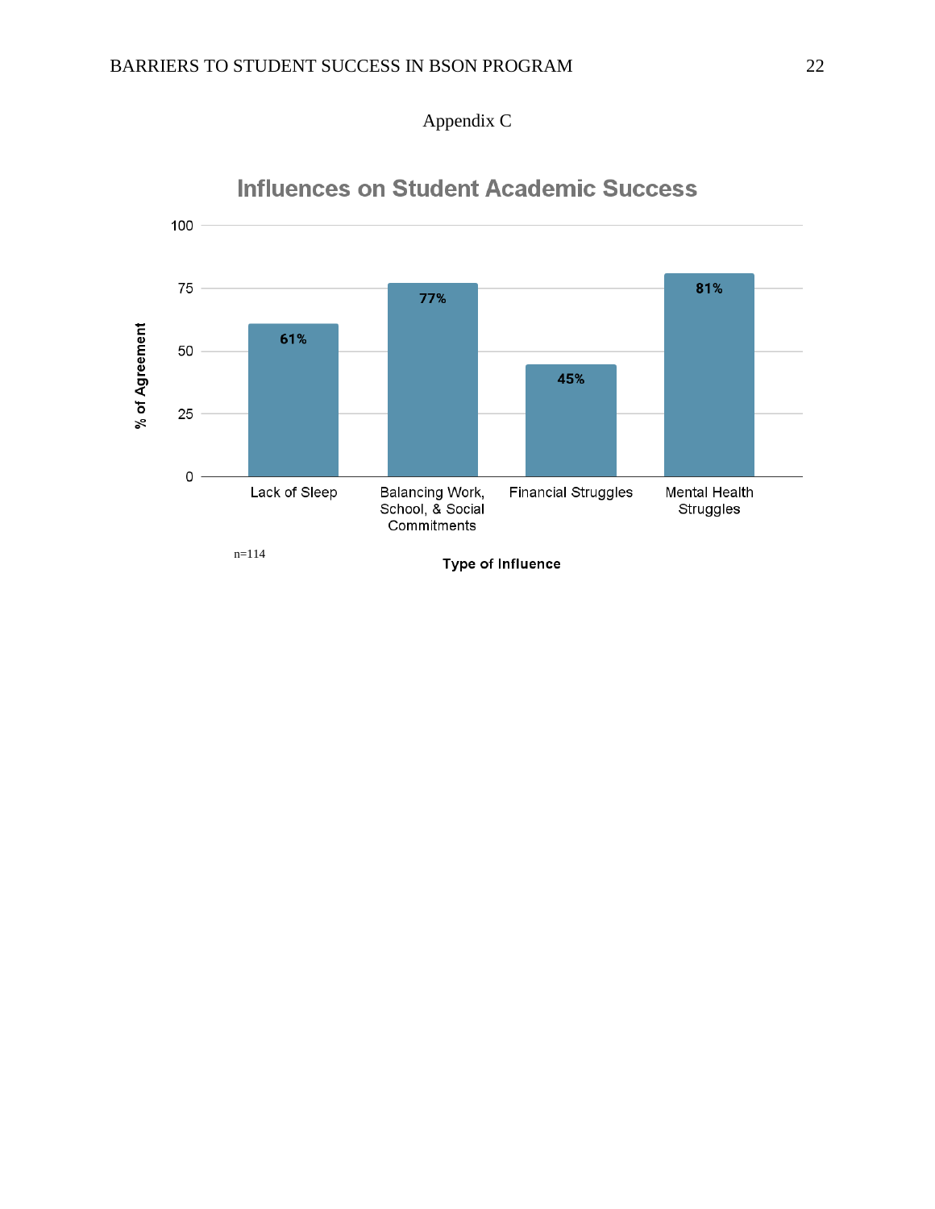# Appendix C

**Influences on Student Academic Success**

| Type of Influence | % of Agreement |
| --- | --- |
| Lack of Sleep | 61% |
| Balancing Work, School, & Social Commitments | 77% |
| Financial Struggles | 45% |
| Mental Health Struggles | 81% |

n=114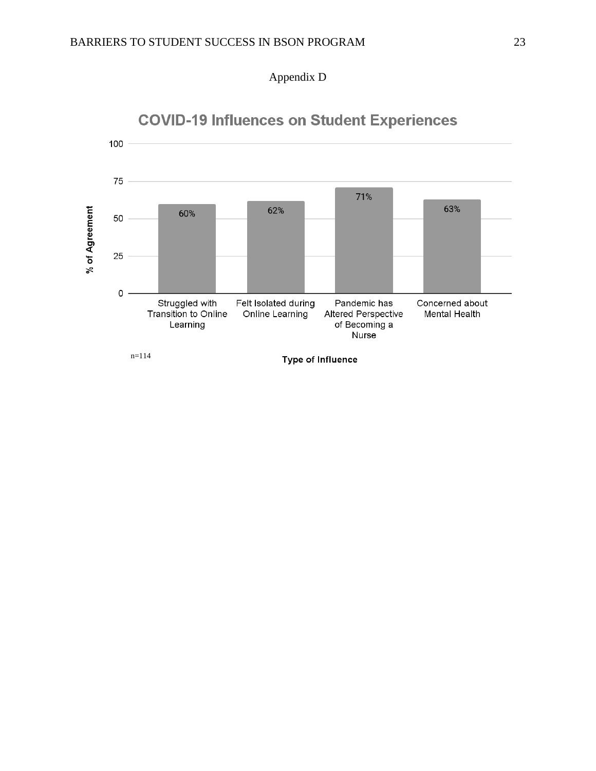Appendix D

**COVID-19 Influences on Student Experiences**

| Type of Influence | % of Agreement |
|---|---|
| Struggled with Transition to Online Learning | 60% |
| Felt Isolated during Online Learning | 62% |
| Pandemic has Altered Perspective of Becoming a Nurse | 71% |
| Concerned about Mental Health | 63% |

n=114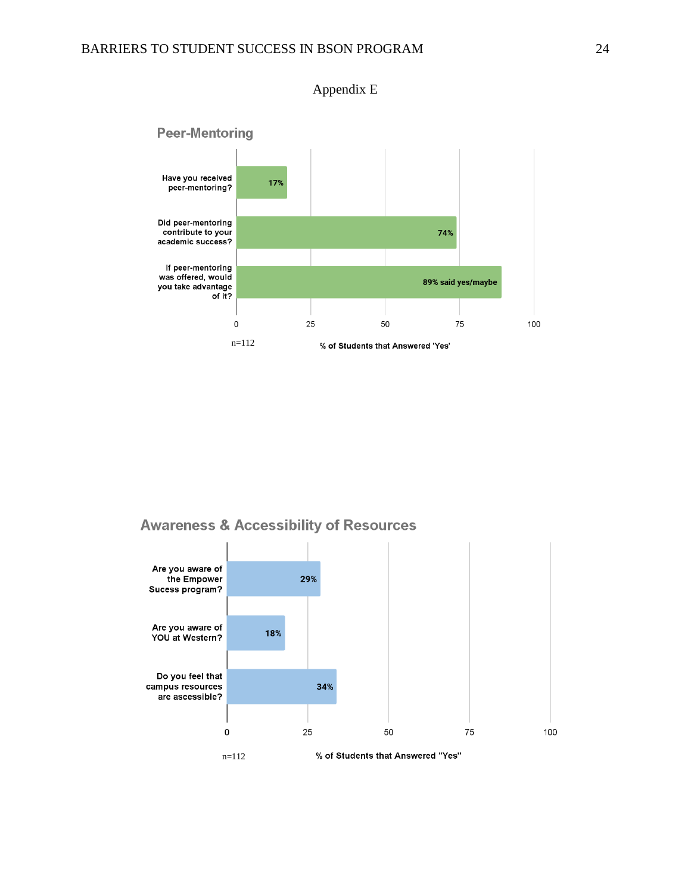# Appendix E

Peer-Mentoring

Have you received peer-mentoring?

17%

Did peer-mentoring contribute to your academic success?

74%

If peer-mentoring was offered, would you take advantage of it?

89% said yes/maybe

0 25 50 75 100

n=112

% of Students that Answered 'Yes'

Awareness & Accessibility of Resources

Are you aware of the Empower Sucess program?

29%

Are you aware of YOU at Western?

18%

Do you feel that campus resources are accessible?

34%

0 25 50 75 100

n=112

% of Students that Answered "Yes"